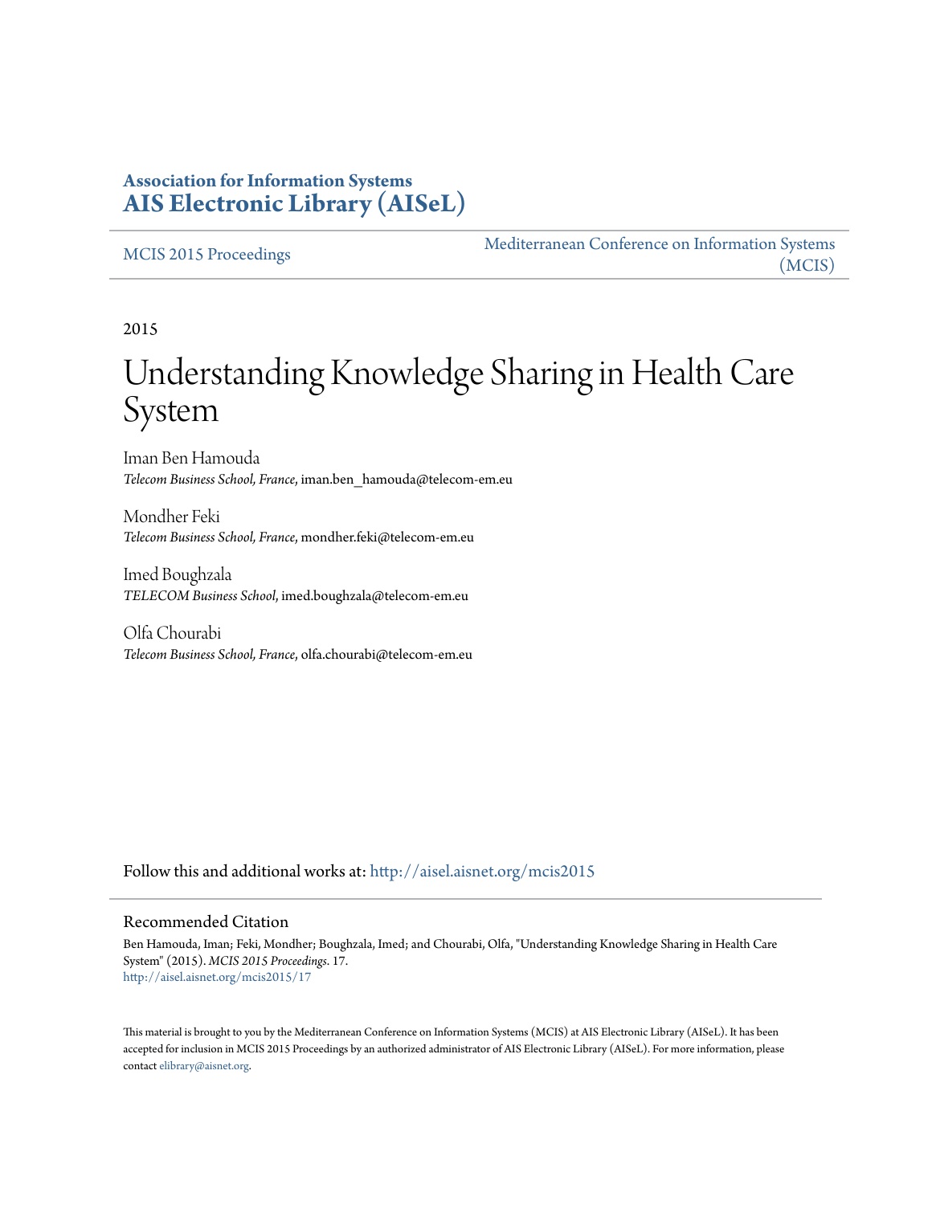**Association for Information Systems**
**AIS Electronic Library (AISeL)**

MCIS 2015 Proceedings

Mediterranean Conference on Information Systems (MCIS)

2015

# Understanding Knowledge Sharing in Health Care System

Iman Ben Hamouda
*Telecom Business School, France*, iman.ben_hamouda@telecom-em.eu

Mondher Feki
*Telecom Business School, France*, mondher.feki@telecom-em.eu

Imed Boughzala
*TELECOM Business School*, imed.boughzala@telecom-em.eu

Olfa Chourabi
*Telecom Business School, France*, olfa.chourabi@telecom-em.eu

Follow this and additional works at: http://aisel.aisnet.org/mcis2015

## Recommended Citation

Ben Hamouda, Iman; Feki, Mondher; Boughzala, Imed; and Chourabi, Olfa, "Understanding Knowledge Sharing in Health Care System" (2015). *MCIS 2015 Proceedings*. 17.
http://aisel.aisnet.org/mcis2015/17

This material is brought to you by the Mediterranean Conference on Information Systems (MCIS) at AIS Electronic Library (AISeL). It has been accepted for inclusion in MCIS 2015 Proceedings by an authorized administrator of AIS Electronic Library (AISeL). For more information, please contact elibrary@aisnet.org.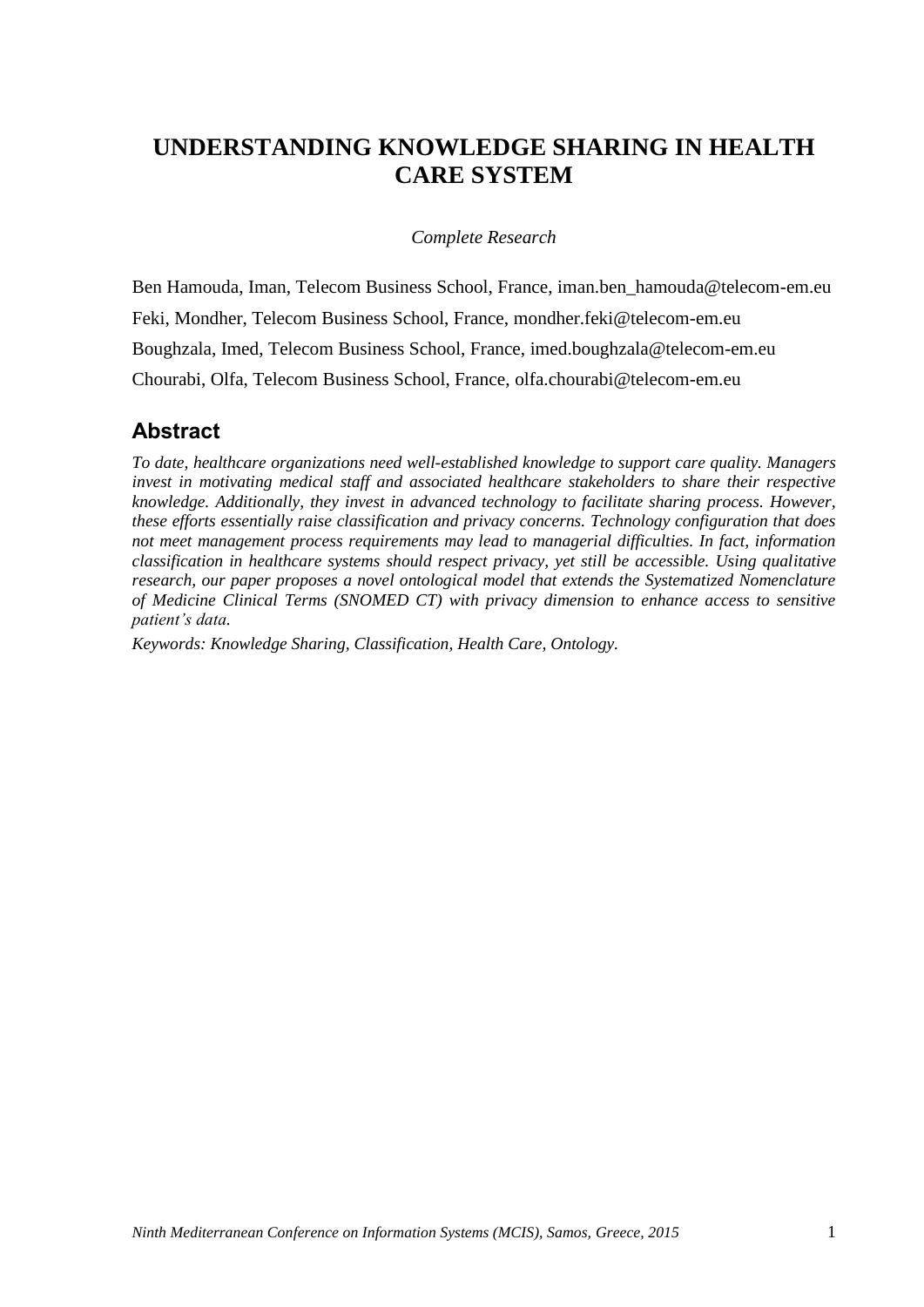# UNDERSTANDING KNOWLEDGE SHARING IN HEALTH CARE SYSTEM

*Complete Research*

Ben Hamouda, Iman, Telecom Business School, France, iman.ben_hamouda@telecom-em.eu

Feki, Mondher, Telecom Business School, France, mondher.feki@telecom-em.eu

Boughzala, Imed, Telecom Business School, France, imed.boughzala@telecom-em.eu

Chourabi, Olfa, Telecom Business School, France, olfa.chourabi@telecom-em.eu

## Abstract

*To date, healthcare organizations need well-established knowledge to support care quality. Managers invest in motivating medical staff and associated healthcare stakeholders to share their respective knowledge. Additionally, they invest in advanced technology to facilitate sharing process. However, these efforts essentially raise classification and privacy concerns. Technology configuration that does not meet management process requirements may lead to managerial difficulties. In fact, information classification in healthcare systems should respect privacy, yet still be accessible. Using qualitative research, our paper proposes a novel ontological model that extends the Systematized Nomenclature of Medicine Clinical Terms (SNOMED CT) with privacy dimension to enhance access to sensitive patient's data.*

*Keywords: Knowledge Sharing, Classification, Health Care, Ontology.*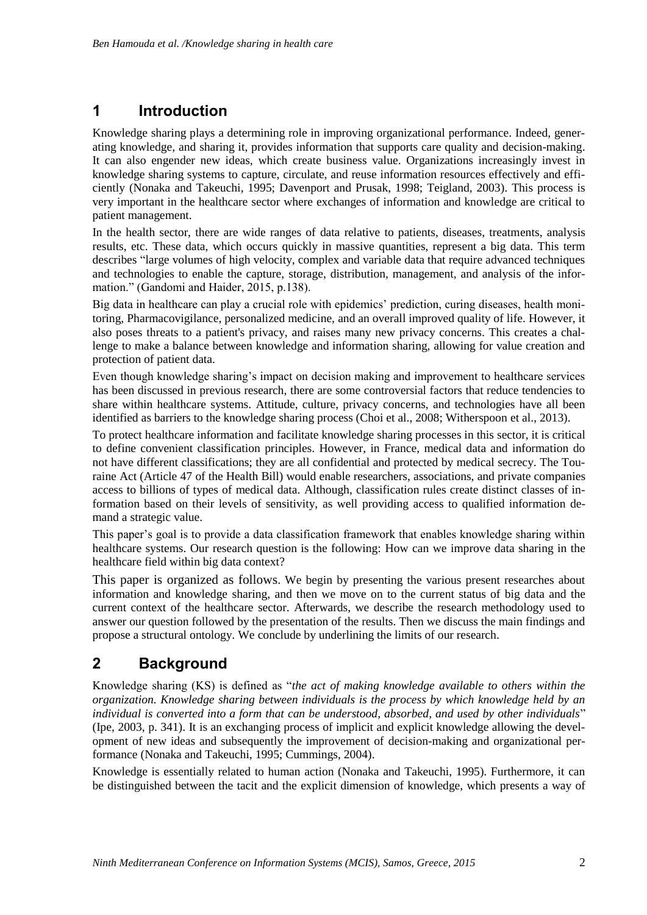# 1 Introduction

Knowledge sharing plays a determining role in improving organizational performance. Indeed, generating knowledge, and sharing it, provides information that supports care quality and decision-making. It can also engender new ideas, which create business value. Organizations increasingly invest in knowledge sharing systems to capture, circulate, and reuse information resources effectively and efficiently (Nonaka and Takeuchi, 1995; Davenport and Prusak, 1998; Teigland, 2003). This process is very important in the healthcare sector where exchanges of information and knowledge are critical to patient management.

In the health sector, there are wide ranges of data relative to patients, diseases, treatments, analysis results, etc. These data, which occurs quickly in massive quantities, represent a big data. This term describes "large volumes of high velocity, complex and variable data that require advanced techniques and technologies to enable the capture, storage, distribution, management, and analysis of the information." (Gandomi and Haider, 2015, p.138).

Big data in healthcare can play a crucial role with epidemics' prediction, curing diseases, health monitoring, Pharmacovigilance, personalized medicine, and an overall improved quality of life. However, it also poses threats to a patient's privacy, and raises many new privacy concerns. This creates a challenge to make a balance between knowledge and information sharing, allowing for value creation and protection of patient data.

Even though knowledge sharing's impact on decision making and improvement to healthcare services has been discussed in previous research, there are some controversial factors that reduce tendencies to share within healthcare systems. Attitude, culture, privacy concerns, and technologies have all been identified as barriers to the knowledge sharing process (Choi et al., 2008; Witherspoon et al., 2013).

To protect healthcare information and facilitate knowledge sharing processes in this sector, it is critical to define convenient classification principles. However, in France, medical data and information do not have different classifications; they are all confidential and protected by medical secrecy. The Touraine Act (Article 47 of the Health Bill) would enable researchers, associations, and private companies access to billions of types of medical data. Although, classification rules create distinct classes of information based on their levels of sensitivity, as well providing access to qualified information demand a strategic value.

This paper's goal is to provide a data classification framework that enables knowledge sharing within healthcare systems. Our research question is the following: How can we improve data sharing in the healthcare field within big data context?

This paper is organized as follows. We begin by presenting the various present researches about information and knowledge sharing, and then we move on to the current status of big data and the current context of the healthcare sector. Afterwards, we describe the research methodology used to answer our question followed by the presentation of the results. Then we discuss the main findings and propose a structural ontology. We conclude by underlining the limits of our research.

# 2 Background

Knowledge sharing (KS) is defined as "*the act of making knowledge available to others within the organization. Knowledge sharing between individuals is the process by which knowledge held by an individual is converted into a form that can be understood, absorbed, and used by other individuals*" (Ipe, 2003, p. 341). It is an exchanging process of implicit and explicit knowledge allowing the development of new ideas and subsequently the improvement of decision-making and organizational performance (Nonaka and Takeuchi, 1995; Cummings, 2004).

Knowledge is essentially related to human action (Nonaka and Takeuchi, 1995). Furthermore, it can be distinguished between the tacit and the explicit dimension of knowledge, which presents a way of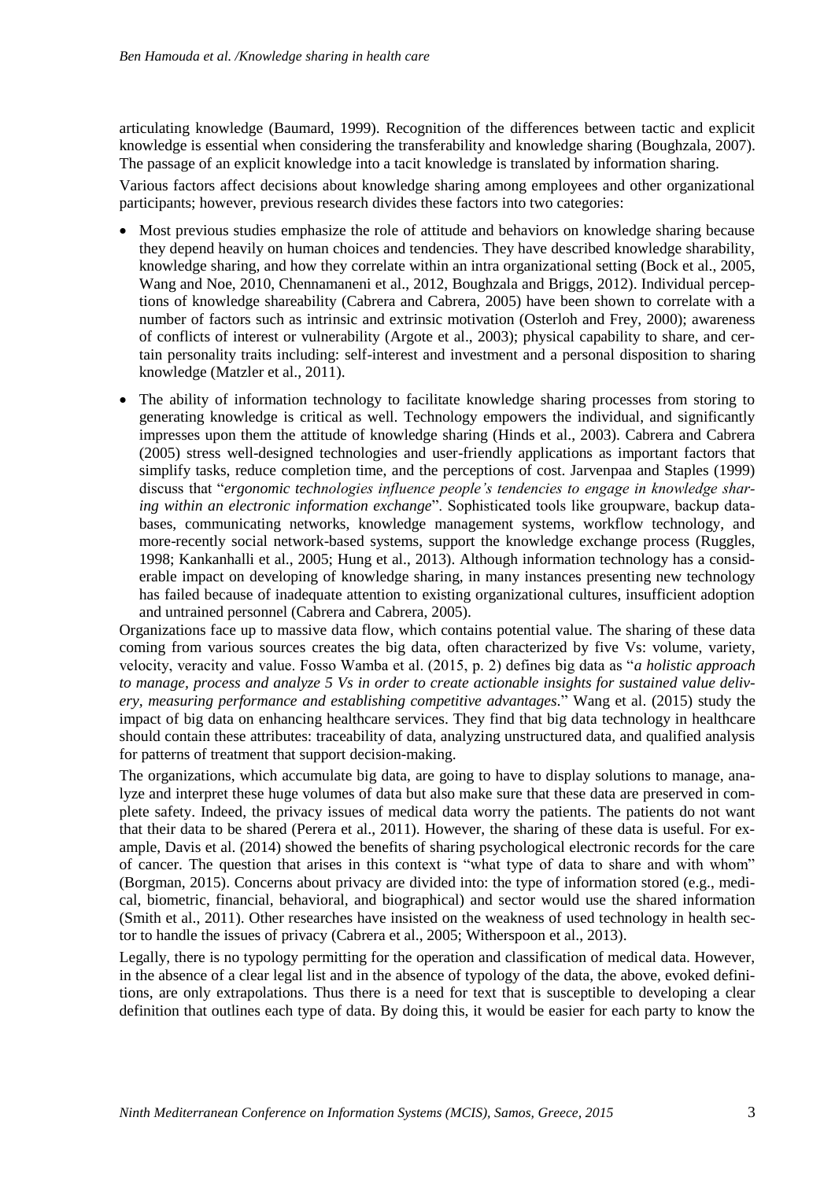articulating knowledge (Baumard, 1999). Recognition of the differences between tactic and explicit knowledge is essential when considering the transferability and knowledge sharing (Boughzala, 2007). The passage of an explicit knowledge into a tacit knowledge is translated by information sharing.

Various factors affect decisions about knowledge sharing among employees and other organizational participants; however, previous research divides these factors into two categories:

- Most previous studies emphasize the role of attitude and behaviors on knowledge sharing because they depend heavily on human choices and tendencies. They have described knowledge sharability, knowledge sharing, and how they correlate within an intra organizational setting (Bock et al., 2005, Wang and Noe, 2010, Chennamaneni et al., 2012, Boughzala and Briggs, 2012). Individual perceptions of knowledge shareability (Cabrera and Cabrera, 2005) have been shown to correlate with a number of factors such as intrinsic and extrinsic motivation (Osterloh and Frey, 2000); awareness of conflicts of interest or vulnerability (Argote et al., 2003); physical capability to share, and certain personality traits including: self-interest and investment and a personal disposition to sharing knowledge (Matzler et al., 2011).
- The ability of information technology to facilitate knowledge sharing processes from storing to generating knowledge is critical as well. Technology empowers the individual, and significantly impresses upon them the attitude of knowledge sharing (Hinds et al., 2003). Cabrera and Cabrera (2005) stress well-designed technologies and user-friendly applications as important factors that simplify tasks, reduce completion time, and the perceptions of cost. Jarvenpaa and Staples (1999) discuss that "*ergonomic technologies influence people's tendencies to engage in knowledge sharing within an electronic information exchange*". Sophisticated tools like groupware, backup databases, communicating networks, knowledge management systems, workflow technology, and more-recently social network-based systems, support the knowledge exchange process (Ruggles, 1998; Kankanhalli et al., 2005; Hung et al., 2013). Although information technology has a considerable impact on developing of knowledge sharing, in many instances presenting new technology has failed because of inadequate attention to existing organizational cultures, insufficient adoption and untrained personnel (Cabrera and Cabrera, 2005).

Organizations face up to massive data flow, which contains potential value. The sharing of these data coming from various sources creates the big data, often characterized by five Vs: volume, variety, velocity, veracity and value. Fosso Wamba et al. (2015, p. 2) defines big data as "*a holistic approach to manage, process and analyze 5 Vs in order to create actionable insights for sustained value delivery, measuring performance and establishing competitive advantages*." Wang et al. (2015) study the impact of big data on enhancing healthcare services. They find that big data technology in healthcare should contain these attributes: traceability of data, analyzing unstructured data, and qualified analysis for patterns of treatment that support decision-making.

The organizations, which accumulate big data, are going to have to display solutions to manage, analyze and interpret these huge volumes of data but also make sure that these data are preserved in complete safety. Indeed, the privacy issues of medical data worry the patients. The patients do not want that their data to be shared (Perera et al., 2011). However, the sharing of these data is useful. For example, Davis et al. (2014) showed the benefits of sharing psychological electronic records for the care of cancer. The question that arises in this context is "what type of data to share and with whom" (Borgman, 2015). Concerns about privacy are divided into: the type of information stored (e.g., medical, biometric, financial, behavioral, and biographical) and sector would use the shared information (Smith et al., 2011). Other researches have insisted on the weakness of used technology in health sector to handle the issues of privacy (Cabrera et al., 2005; Witherspoon et al., 2013).

Legally, there is no typology permitting for the operation and classification of medical data. However, in the absence of a clear legal list and in the absence of typology of the data, the above, evoked definitions, are only extrapolations. Thus there is a need for text that is susceptible to developing a clear definition that outlines each type of data. By doing this, it would be easier for each party to know the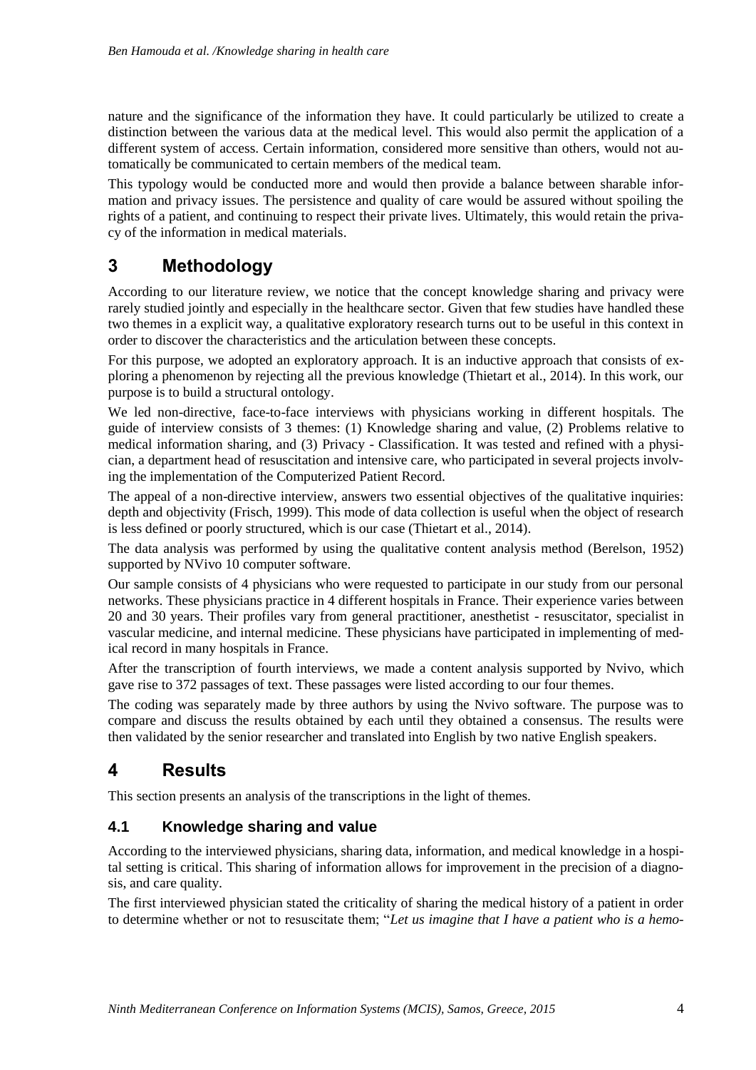nature and the significance of the information they have. It could particularly be utilized to create a distinction between the various data at the medical level. This would also permit the application of a different system of access. Certain information, considered more sensitive than others, would not automatically be communicated to certain members of the medical team.

This typology would be conducted more and would then provide a balance between sharable information and privacy issues. The persistence and quality of care would be assured without spoiling the rights of a patient, and continuing to respect their private lives. Ultimately, this would retain the privacy of the information in medical materials.

# 3 Methodology

According to our literature review, we notice that the concept knowledge sharing and privacy were rarely studied jointly and especially in the healthcare sector. Given that few studies have handled these two themes in a explicit way, a qualitative exploratory research turns out to be useful in this context in order to discover the characteristics and the articulation between these concepts.

For this purpose, we adopted an exploratory approach. It is an inductive approach that consists of exploring a phenomenon by rejecting all the previous knowledge (Thietart et al., 2014). In this work, our purpose is to build a structural ontology.

We led non-directive, face-to-face interviews with physicians working in different hospitals. The guide of interview consists of 3 themes: (1) Knowledge sharing and value, (2) Problems relative to medical information sharing, and (3) Privacy - Classification. It was tested and refined with a physician, a department head of resuscitation and intensive care, who participated in several projects involving the implementation of the Computerized Patient Record.

The appeal of a non-directive interview, answers two essential objectives of the qualitative inquiries: depth and objectivity (Frisch, 1999). This mode of data collection is useful when the object of research is less defined or poorly structured, which is our case (Thietart et al., 2014).

The data analysis was performed by using the qualitative content analysis method (Berelson, 1952) supported by NVivo 10 computer software.

Our sample consists of 4 physicians who were requested to participate in our study from our personal networks. These physicians practice in 4 different hospitals in France. Their experience varies between 20 and 30 years. Their profiles vary from general practitioner, anesthetist - resuscitator, specialist in vascular medicine, and internal medicine. These physicians have participated in implementing of medical record in many hospitals in France.

After the transcription of fourth interviews, we made a content analysis supported by Nvivo, which gave rise to 372 passages of text. These passages were listed according to our four themes.

The coding was separately made by three authors by using the Nvivo software. The purpose was to compare and discuss the results obtained by each until they obtained a consensus. The results were then validated by the senior researcher and translated into English by two native English speakers.

# 4 Results

This section presents an analysis of the transcriptions in the light of themes.

## 4.1 Knowledge sharing and value

According to the interviewed physicians, sharing data, information, and medical knowledge in a hospital setting is critical. This sharing of information allows for improvement in the precision of a diagnosis, and care quality.

The first interviewed physician stated the criticality of sharing the medical history of a patient in order to determine whether or not to resuscitate them; "*Let us imagine that I have a patient who is a hemo-*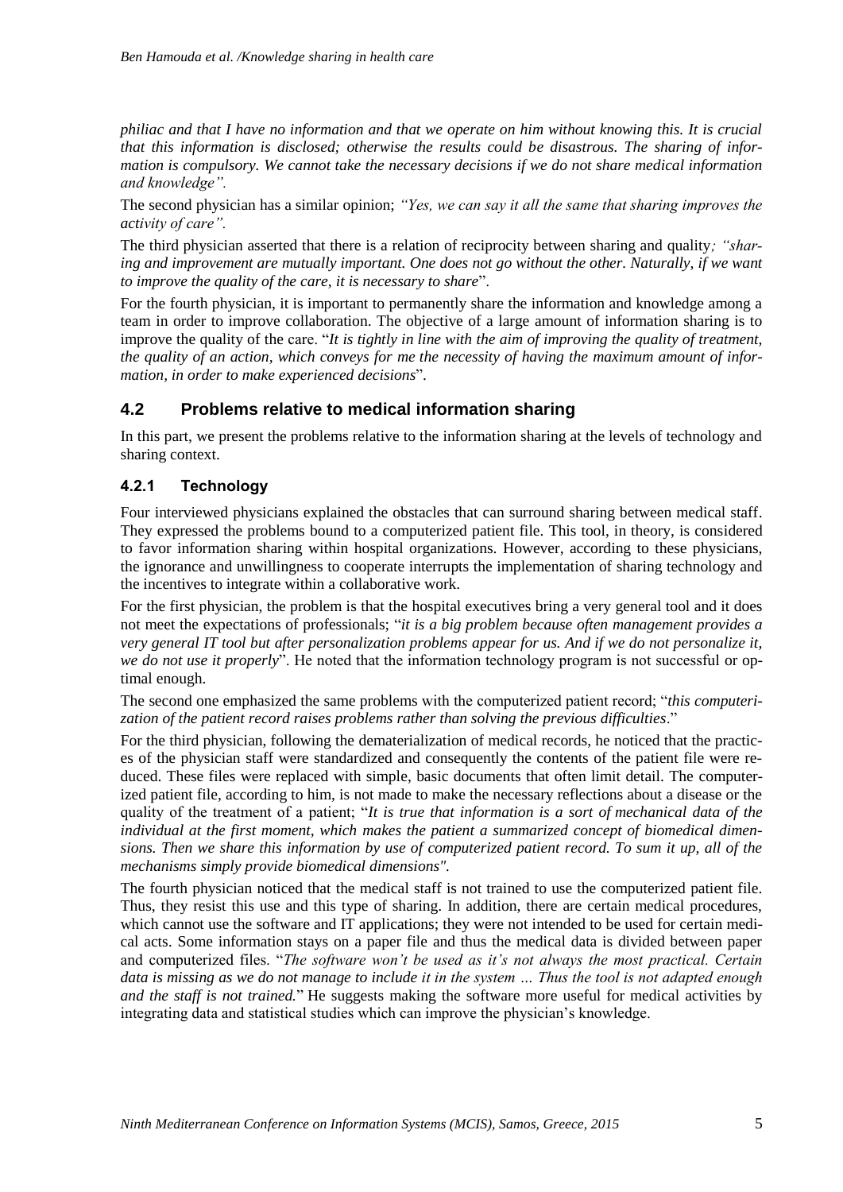*philiac and that I have no information and that we operate on him without knowing this. It is crucial that this information is disclosed; otherwise the results could be disastrous. The sharing of information is compulsory. We cannot take the necessary decisions if we do not share medical information and knowledge".*

The second physician has a similar opinion; *"Yes, we can say it all the same that sharing improves the activity of care".*

The third physician asserted that there is a relation of reciprocity between sharing and quality*; "sharing and improvement are mutually important. One does not go without the other. Naturally, if we want to improve the quality of the care, it is necessary to share*".

For the fourth physician, it is important to permanently share the information and knowledge among a team in order to improve collaboration. The objective of a large amount of information sharing is to improve the quality of the care. "*It is tightly in line with the aim of improving the quality of treatment, the quality of an action, which conveys for me the necessity of having the maximum amount of information, in order to make experienced decisions*".

## 4.2 Problems relative to medical information sharing

In this part, we present the problems relative to the information sharing at the levels of technology and sharing context.

### 4.2.1 Technology

Four interviewed physicians explained the obstacles that can surround sharing between medical staff. They expressed the problems bound to a computerized patient file. This tool, in theory, is considered to favor information sharing within hospital organizations. However, according to these physicians, the ignorance and unwillingness to cooperate interrupts the implementation of sharing technology and the incentives to integrate within a collaborative work.

For the first physician, the problem is that the hospital executives bring a very general tool and it does not meet the expectations of professionals; "*it is a big problem because often management provides a very general IT tool but after personalization problems appear for us. And if we do not personalize it, we do not use it properly*". He noted that the information technology program is not successful or optimal enough.

The second one emphasized the same problems with the computerized patient record; "*this computerization of the patient record raises problems rather than solving the previous difficulties*."

For the third physician, following the dematerialization of medical records, he noticed that the practices of the physician staff were standardized and consequently the contents of the patient file were reduced. These files were replaced with simple, basic documents that often limit detail. The computerized patient file, according to him, is not made to make the necessary reflections about a disease or the quality of the treatment of a patient; "*It is true that information is a sort of mechanical data of the individual at the first moment, which makes the patient a summarized concept of biomedical dimensions. Then we share this information by use of computerized patient record. To sum it up, all of the mechanisms simply provide biomedical dimensions".*

The fourth physician noticed that the medical staff is not trained to use the computerized patient file. Thus, they resist this use and this type of sharing. In addition, there are certain medical procedures, which cannot use the software and IT applications; they were not intended to be used for certain medical acts. Some information stays on a paper file and thus the medical data is divided between paper and computerized files. "*The software won't be used as it's not always the most practical. Certain data is missing as we do not manage to include it in the system … Thus the tool is not adapted enough and the staff is not trained.*" He suggests making the software more useful for medical activities by integrating data and statistical studies which can improve the physician's knowledge.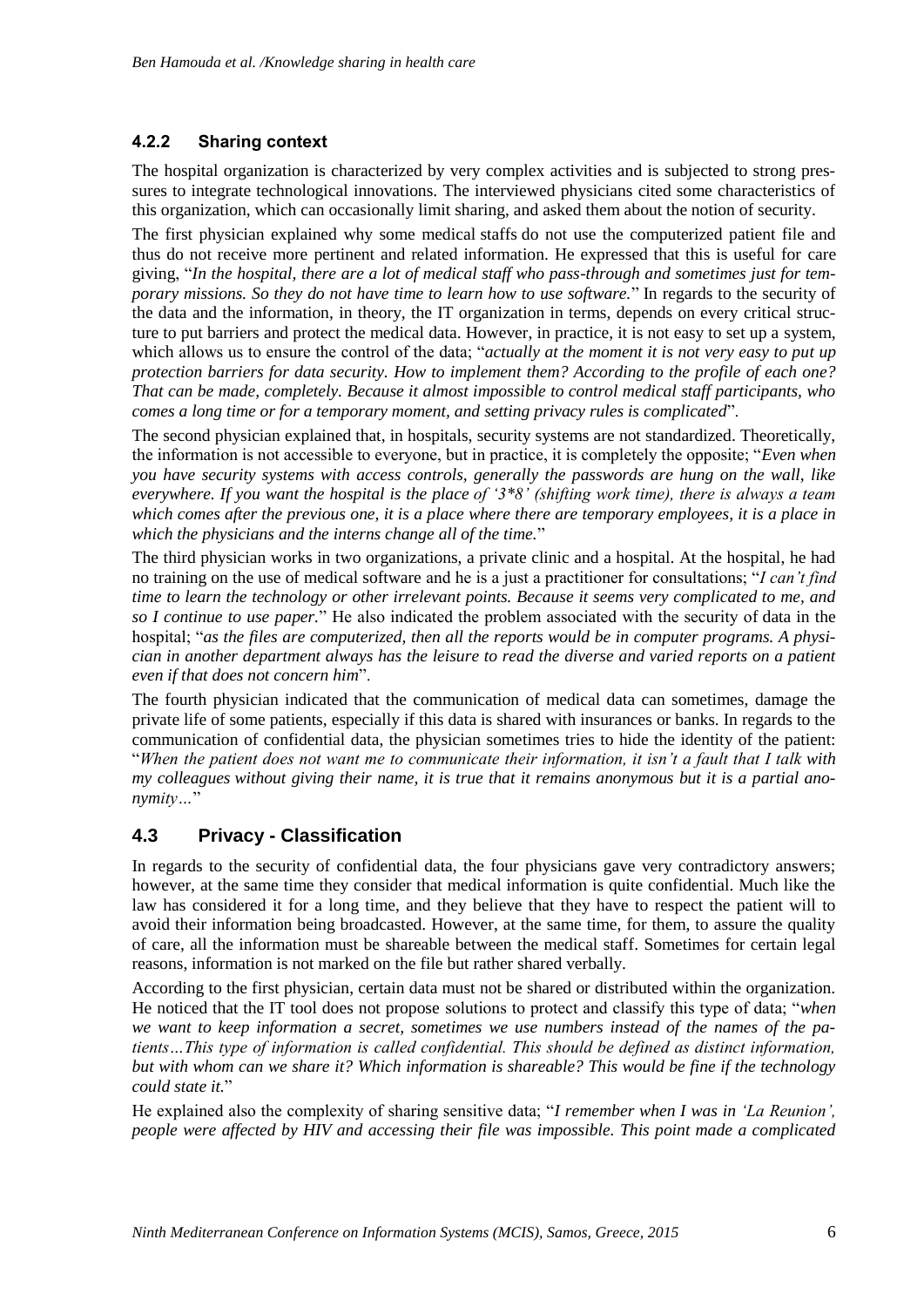### 4.2.2 Sharing context

The hospital organization is characterized by very complex activities and is subjected to strong pressures to integrate technological innovations. The interviewed physicians cited some characteristics of this organization, which can occasionally limit sharing, and asked them about the notion of security.

The first physician explained why some medical staffs do not use the computerized patient file and thus do not receive more pertinent and related information. He expressed that this is useful for care giving, "*In the hospital, there are a lot of medical staff who pass-through and sometimes just for temporary missions. So they do not have time to learn how to use software.*" In regards to the security of the data and the information, in theory, the IT organization in terms, depends on every critical structure to put barriers and protect the medical data. However, in practice, it is not easy to set up a system, which allows us to ensure the control of the data; "*actually at the moment it is not very easy to put up protection barriers for data security. How to implement them? According to the profile of each one? That can be made, completely. Because it almost impossible to control medical staff participants, who comes a long time or for a temporary moment, and setting privacy rules is complicated*".

The second physician explained that, in hospitals, security systems are not standardized. Theoretically, the information is not accessible to everyone, but in practice, it is completely the opposite; "*Even when you have security systems with access controls, generally the passwords are hung on the wall, like everywhere. If you want the hospital is the place of '3*8' (shifting work time), there is always a team which comes after the previous one, it is a place where there are temporary employees, it is a place in which the physicians and the interns change all of the time.*"

The third physician works in two organizations, a private clinic and a hospital. At the hospital, he had no training on the use of medical software and he is a just a practitioner for consultations; "*I can't find time to learn the technology or other irrelevant points. Because it seems very complicated to me, and so I continue to use paper.*" He also indicated the problem associated with the security of data in the hospital; "*as the files are computerized, then all the reports would be in computer programs. A physician in another department always has the leisure to read the diverse and varied reports on a patient even if that does not concern him*".

The fourth physician indicated that the communication of medical data can sometimes, damage the private life of some patients, especially if this data is shared with insurances or banks. In regards to the communication of confidential data, the physician sometimes tries to hide the identity of the patient: "*When the patient does not want me to communicate their information, it isn't a fault that I talk with my colleagues without giving their name, it is true that it remains anonymous but it is a partial anonymity…*"

## 4.3 Privacy - Classification

In regards to the security of confidential data, the four physicians gave very contradictory answers; however, at the same time they consider that medical information is quite confidential. Much like the law has considered it for a long time, and they believe that they have to respect the patient will to avoid their information being broadcasted. However, at the same time, for them, to assure the quality of care, all the information must be shareable between the medical staff. Sometimes for certain legal reasons, information is not marked on the file but rather shared verbally.

According to the first physician, certain data must not be shared or distributed within the organization. He noticed that the IT tool does not propose solutions to protect and classify this type of data; "*when we want to keep information a secret, sometimes we use numbers instead of the names of the patients…This type of information is called confidential. This should be defined as distinct information, but with whom can we share it? Which information is shareable? This would be fine if the technology could state it.*"

He explained also the complexity of sharing sensitive data; "*I remember when I was in 'La Reunion', people were affected by HIV and accessing their file was impossible. This point made a complicated*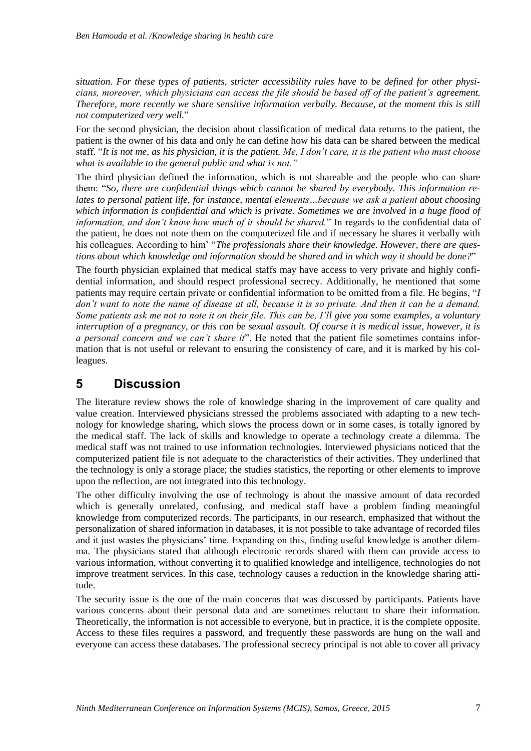*situation. For these types of patients, stricter accessibility rules have to be defined for other physicians, moreover, which physicians can access the file should be based off of the patient's agreement. Therefore, more recently we share sensitive information verbally. Because, at the moment this is still not computerized very well.*"

For the second physician, the decision about classification of medical data returns to the patient, the patient is the owner of his data and only he can define how his data can be shared between the medical staff. "*It is not me, as his physician, it is the patient. Me, I don't care, it is the patient who must choose what is available to the general public and what is not."*

The third physician defined the information, which is not shareable and the people who can share them: "*So, there are confidential things which cannot be shared by everybody. This information relates to personal patient life, for instance, mental elements…because we ask a patient about choosing which information is confidential and which is private. Sometimes we are involved in a huge flood of information, and don't know how much of it should be shared.*" In regards to the confidential data of the patient, he does not note them on the computerized file and if necessary he shares it verbally with his colleagues. According to him' "*The professionals share their knowledge. However, there are questions about which knowledge and information should be shared and in which way it should be done?*"

The fourth physician explained that medical staffs may have access to very private and highly confidential information, and should respect professional secrecy. Additionally, he mentioned that some patients may require certain private or confidential information to be omitted from a file. He begins, "*I don't want to note the name of disease at all, because it is so private. And then it can be a demand. Some patients ask me not to note it on their file. This can be, I'll give you some examples, a voluntary interruption of a pregnancy, or this can be sexual assault. Of course it is medical issue, however, it is a personal concern and we can't share it*". He noted that the patient file sometimes contains information that is not useful or relevant to ensuring the consistency of care, and it is marked by his colleagues.

## 5 Discussion

The literature review shows the role of knowledge sharing in the improvement of care quality and value creation. Interviewed physicians stressed the problems associated with adapting to a new technology for knowledge sharing, which slows the process down or in some cases, is totally ignored by the medical staff. The lack of skills and knowledge to operate a technology create a dilemma. The medical staff was not trained to use information technologies. Interviewed physicians noticed that the computerized patient file is not adequate to the characteristics of their activities. They underlined that the technology is only a storage place; the studies statistics, the reporting or other elements to improve upon the reflection, are not integrated into this technology.

The other difficulty involving the use of technology is about the massive amount of data recorded which is generally unrelated, confusing, and medical staff have a problem finding meaningful knowledge from computerized records. The participants, in our research, emphasized that without the personalization of shared information in databases, it is not possible to take advantage of recorded files and it just wastes the physicians' time. Expanding on this, finding useful knowledge is another dilemma. The physicians stated that although electronic records shared with them can provide access to various information, without converting it to qualified knowledge and intelligence, technologies do not improve treatment services. In this case, technology causes a reduction in the knowledge sharing attitude.

The security issue is the one of the main concerns that was discussed by participants. Patients have various concerns about their personal data and are sometimes reluctant to share their information. Theoretically, the information is not accessible to everyone, but in practice, it is the complete opposite. Access to these files requires a password, and frequently these passwords are hung on the wall and everyone can access these databases. The professional secrecy principal is not able to cover all privacy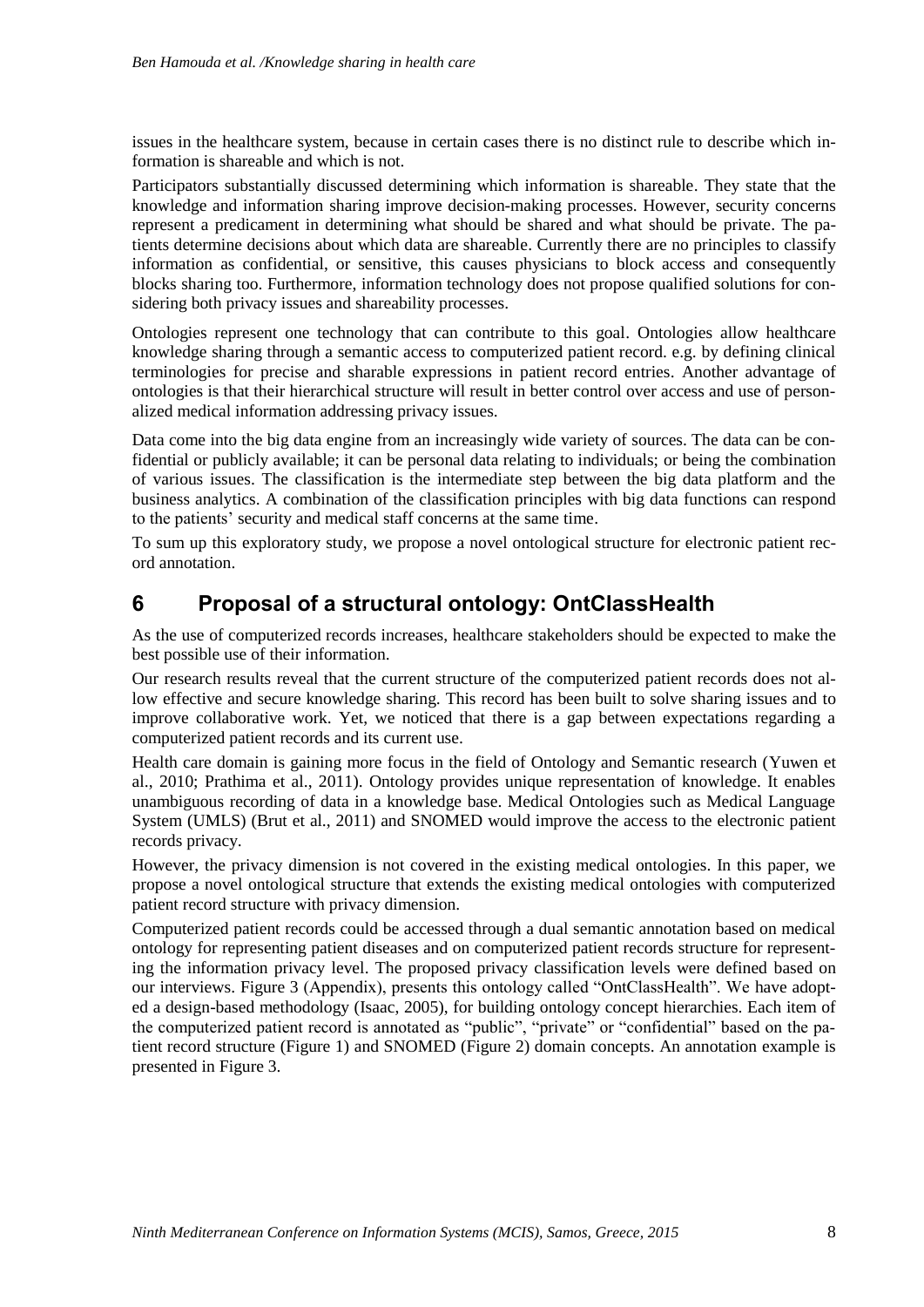issues in the healthcare system, because in certain cases there is no distinct rule to describe which information is shareable and which is not.

Participators substantially discussed determining which information is shareable. They state that the knowledge and information sharing improve decision-making processes. However, security concerns represent a predicament in determining what should be shared and what should be private. The patients determine decisions about which data are shareable. Currently there are no principles to classify information as confidential, or sensitive, this causes physicians to block access and consequently blocks sharing too. Furthermore, information technology does not propose qualified solutions for considering both privacy issues and shareability processes.

Ontologies represent one technology that can contribute to this goal. Ontologies allow healthcare knowledge sharing through a semantic access to computerized patient record. e.g. by defining clinical terminologies for precise and sharable expressions in patient record entries. Another advantage of ontologies is that their hierarchical structure will result in better control over access and use of personalized medical information addressing privacy issues.

Data come into the big data engine from an increasingly wide variety of sources. The data can be confidential or publicly available; it can be personal data relating to individuals; or being the combination of various issues. The classification is the intermediate step between the big data platform and the business analytics. A combination of the classification principles with big data functions can respond to the patients' security and medical staff concerns at the same time.

To sum up this exploratory study, we propose a novel ontological structure for electronic patient record annotation.

# 6 Proposal of a structural ontology: OntClassHealth

As the use of computerized records increases, healthcare stakeholders should be expected to make the best possible use of their information.

Our research results reveal that the current structure of the computerized patient records does not allow effective and secure knowledge sharing. This record has been built to solve sharing issues and to improve collaborative work. Yet, we noticed that there is a gap between expectations regarding a computerized patient records and its current use.

Health care domain is gaining more focus in the field of Ontology and Semantic research (Yuwen et al., 2010; Prathima et al., 2011). Ontology provides unique representation of knowledge. It enables unambiguous recording of data in a knowledge base. Medical Ontologies such as Medical Language System (UMLS) (Brut et al., 2011) and SNOMED would improve the access to the electronic patient records privacy.

However, the privacy dimension is not covered in the existing medical ontologies. In this paper, we propose a novel ontological structure that extends the existing medical ontologies with computerized patient record structure with privacy dimension.

Computerized patient records could be accessed through a dual semantic annotation based on medical ontology for representing patient diseases and on computerized patient records structure for representing the information privacy level. The proposed privacy classification levels were defined based on our interviews. Figure 3 (Appendix), presents this ontology called "OntClassHealth". We have adopted a design-based methodology (Isaac, 2005), for building ontology concept hierarchies. Each item of the computerized patient record is annotated as "public", "private" or "confidential" based on the patient record structure (Figure 1) and SNOMED (Figure 2) domain concepts. An annotation example is presented in Figure 3.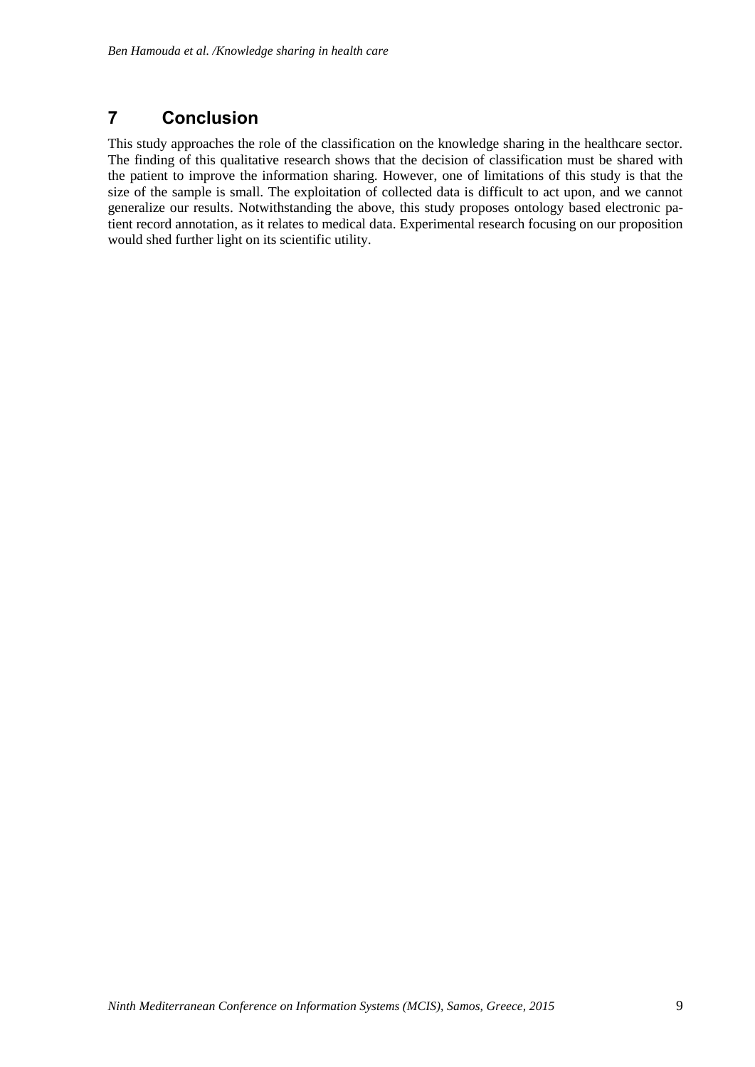# 7 Conclusion

This study approaches the role of the classification on the knowledge sharing in the healthcare sector. The finding of this qualitative research shows that the decision of classification must be shared with the patient to improve the information sharing. However, one of limitations of this study is that the size of the sample is small. The exploitation of collected data is difficult to act upon, and we cannot generalize our results. Notwithstanding the above, this study proposes ontology based electronic patient record annotation, as it relates to medical data. Experimental research focusing on our proposition would shed further light on its scientific utility.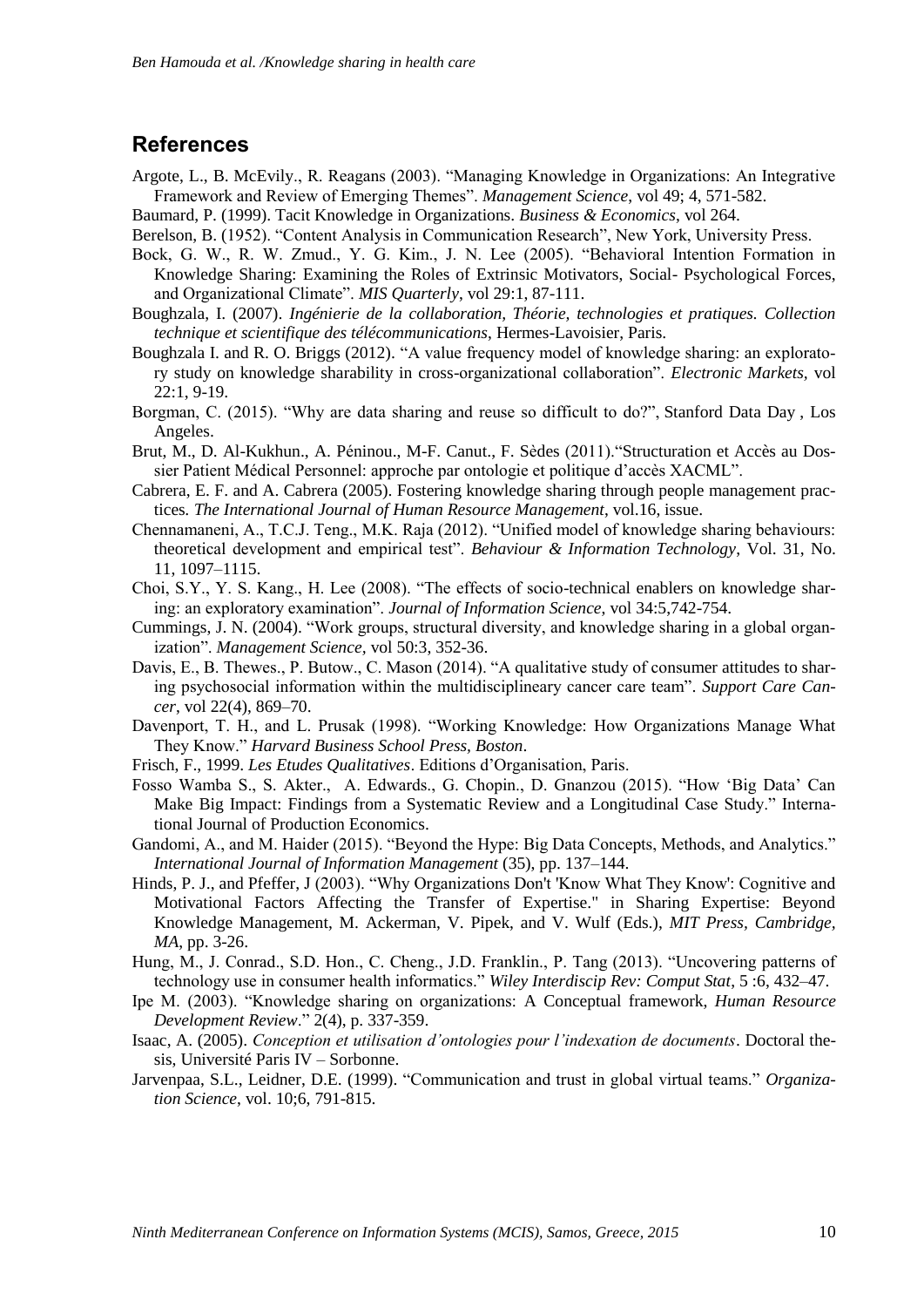## References

Argote, L., B. McEvily., R. Reagans (2003). "Managing Knowledge in Organizations: An Integrative Framework and Review of Emerging Themes". *Management Science*, vol 49; 4, 571-582.

Baumard, P. (1999). Tacit Knowledge in Organizations. *Business & Economics*, vol 264.

Berelson, B. (1952). "Content Analysis in Communication Research", New York, University Press.

Bock, G. W., R. W. Zmud., Y. G. Kim., J. N. Lee (2005). "Behavioral Intention Formation in Knowledge Sharing: Examining the Roles of Extrinsic Motivators, Social- Psychological Forces, and Organizational Climate". *MIS Quarterly*, vol 29:1, 87-111.

Boughzala, I. (2007). *Ingénierie de la collaboration, Théorie, technologies et pratiques. Collection technique et scientifique des télécommunications*, Hermes-Lavoisier, Paris.

Boughzala I. and R. O. Briggs (2012). "A value frequency model of knowledge sharing: an exploratory study on knowledge sharability in cross-organizational collaboration". *Electronic Markets*, vol 22:1, 9-19.

Borgman, C. (2015). "Why are data sharing and reuse so difficult to do?", Stanford Data Day , Los Angeles.

Brut, M., D. Al-Kukhun., A. Péninou., M-F. Canut., F. Sèdes (2011)."Structuration et Accès au Dossier Patient Médical Personnel: approche par ontologie et politique d'accès XACML".

Cabrera, E. F. and A. Cabrera (2005). Fostering knowledge sharing through people management practices. *The International Journal of Human Resource Management*, vol.16, issue.

Chennamaneni, A., T.C.J. Teng., M.K. Raja (2012). "Unified model of knowledge sharing behaviours: theoretical development and empirical test". *Behaviour & Information Technology*, Vol. 31, No. 11, 1097–1115.

Choi, S.Y., Y. S. Kang., H. Lee (2008). "The effects of socio-technical enablers on knowledge sharing: an exploratory examination". *Journal of Information Science*, vol 34:5,742-754.

Cummings, J. N. (2004). "Work groups, structural diversity, and knowledge sharing in a global organization". *Management Science*, vol 50:3, 352-36.

Davis, E., B. Thewes., P. Butow., C. Mason (2014). "A qualitative study of consumer attitudes to sharing psychosocial information within the multidisciplineary cancer care team". *Support Care Cancer*, vol 22(4), 869–70.

Davenport, T. H., and L. Prusak (1998). "Working Knowledge: How Organizations Manage What They Know." *Harvard Business School Press, Boston*.

Frisch, F., 1999. *Les Etudes Qualitatives*. Editions d'Organisation, Paris.

Fosso Wamba S., S. Akter., A. Edwards., G. Chopin., D. Gnanzou (2015). "How 'Big Data' Can Make Big Impact: Findings from a Systematic Review and a Longitudinal Case Study." International Journal of Production Economics.

Gandomi, A., and M. Haider (2015). "Beyond the Hype: Big Data Concepts, Methods, and Analytics." *International Journal of Information Management* (35), pp. 137–144.

Hinds, P. J., and Pfeffer, J (2003). "Why Organizations Don't 'Know What They Know': Cognitive and Motivational Factors Affecting the Transfer of Expertise." in Sharing Expertise: Beyond Knowledge Management, M. Ackerman, V. Pipek, and V. Wulf (Eds.), *MIT Press, Cambridge, MA*, pp. 3-26.

Hung, M., J. Conrad., S.D. Hon., C. Cheng., J.D. Franklin., P. Tang (2013). "Uncovering patterns of technology use in consumer health informatics." *Wiley Interdiscip Rev: Comput Stat*, 5 :6, 432–47.

Ipe M. (2003). "Knowledge sharing on organizations: A Conceptual framework, *Human Resource Development Review*." 2(4), p. 337-359.

Isaac, A. (2005). *Conception et utilisation d'ontologies pour l'indexation de documents*. Doctoral thesis, Université Paris IV – Sorbonne.

Jarvenpaa, S.L., Leidner, D.E. (1999). "Communication and trust in global virtual teams." *Organization Science*, vol. 10;6, 791-815.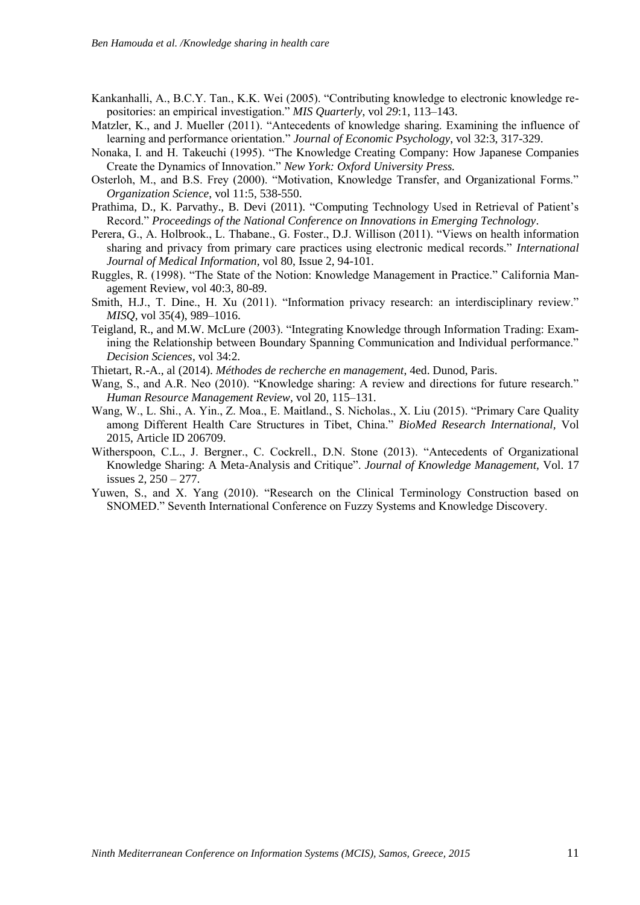Kankanhalli, A., B.C.Y. Tan., K.K. Wei (2005). "Contributing knowledge to electronic knowledge repositories: an empirical investigation." *MIS Quarterly*, vol *29*:1, 113–143.

Matzler, K., and J. Mueller (2011). "Antecedents of knowledge sharing. Examining the influence of learning and performance orientation." *Journal of Economic Psychology*, vol 32:3, 317-329.

Nonaka, I. and H. Takeuchi (1995). "The Knowledge Creating Company: How Japanese Companies Create the Dynamics of Innovation." *New York: Oxford University Press.*

Osterloh, M., and B.S. Frey (2000). "Motivation, Knowledge Transfer, and Organizational Forms." *Organization Science*, vol 11:5, 538-550.

Prathima, D., K. Parvathy., B. Devi (2011). "Computing Technology Used in Retrieval of Patient's Record." *Proceedings of the National Conference on Innovations in Emerging Technology*.

Perera, G., A. Holbrook., L. Thabane., G. Foster., D.J. Willison (2011). "Views on health information sharing and privacy from primary care practices using electronic medical records." *International Journal of Medical Information*, vol 80, Issue 2, 94-101.

Ruggles, R. (1998). "The State of the Notion: Knowledge Management in Practice." California Management Review, vol 40:3, 80-89.

Smith, H.J., T. Dine., H. Xu (2011). "Information privacy research: an interdisciplinary review." *MISQ*, vol 35(4), 989–1016.

Teigland, R., and M.W. McLure (2003). "Integrating Knowledge through Information Trading: Examining the Relationship between Boundary Spanning Communication and Individual performance." *Decision Sciences*, vol 34:2.

Thietart, R.-A., al (2014). *Méthodes de recherche en management*, 4ed. Dunod, Paris.

Wang, S., and A.R. Neo (2010). "Knowledge sharing: A review and directions for future research." *Human Resource Management Review*, vol 20, 115–131.

Wang, W., L. Shi., A. Yin., Z. Moa., E. Maitland., S. Nicholas., X. Liu (2015). "Primary Care Quality among Different Health Care Structures in Tibet, China." *BioMed Research International*, Vol 2015, Article ID 206709.

Witherspoon, C.L., J. Bergner., C. Cockrell., D.N. Stone (2013). "Antecedents of Organizational Knowledge Sharing: A Meta-Analysis and Critique". *Journal of Knowledge Management*, Vol. 17 issues 2, 250 – 277.

Yuwen, S., and X. Yang (2010). "Research on the Clinical Terminology Construction based on SNOMED." Seventh International Conference on Fuzzy Systems and Knowledge Discovery.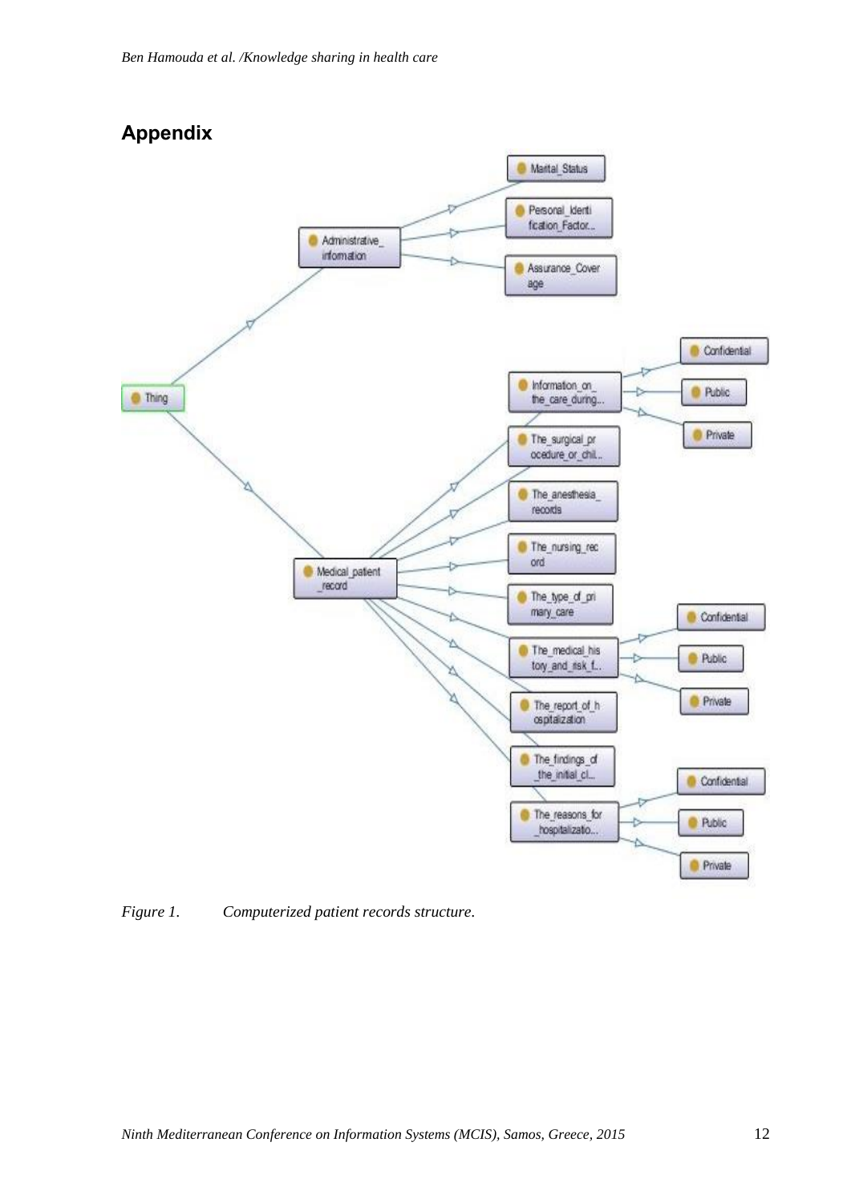## Appendix

Figure 1. Computerized patient records structure.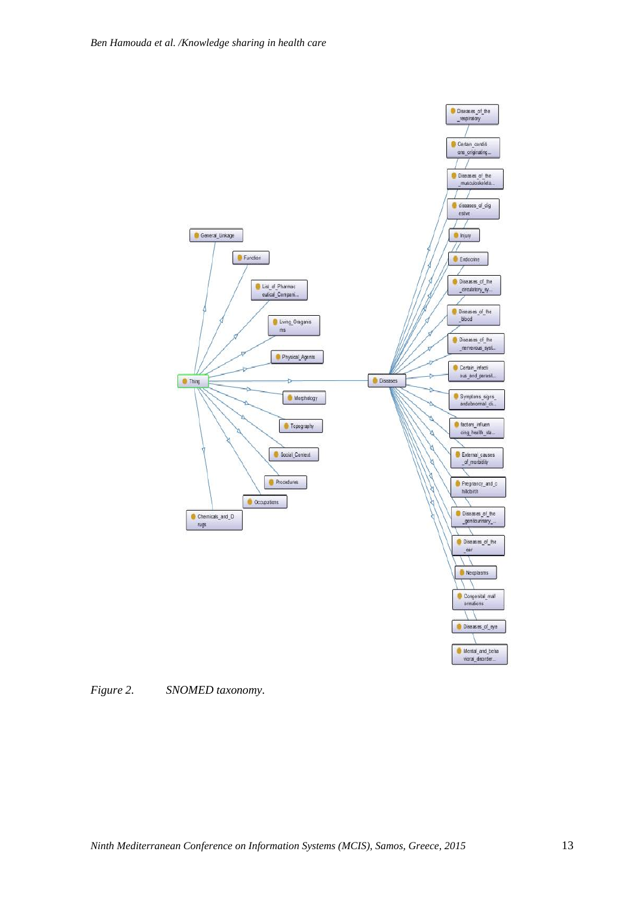*Figure 2. SNOMED taxonomy.*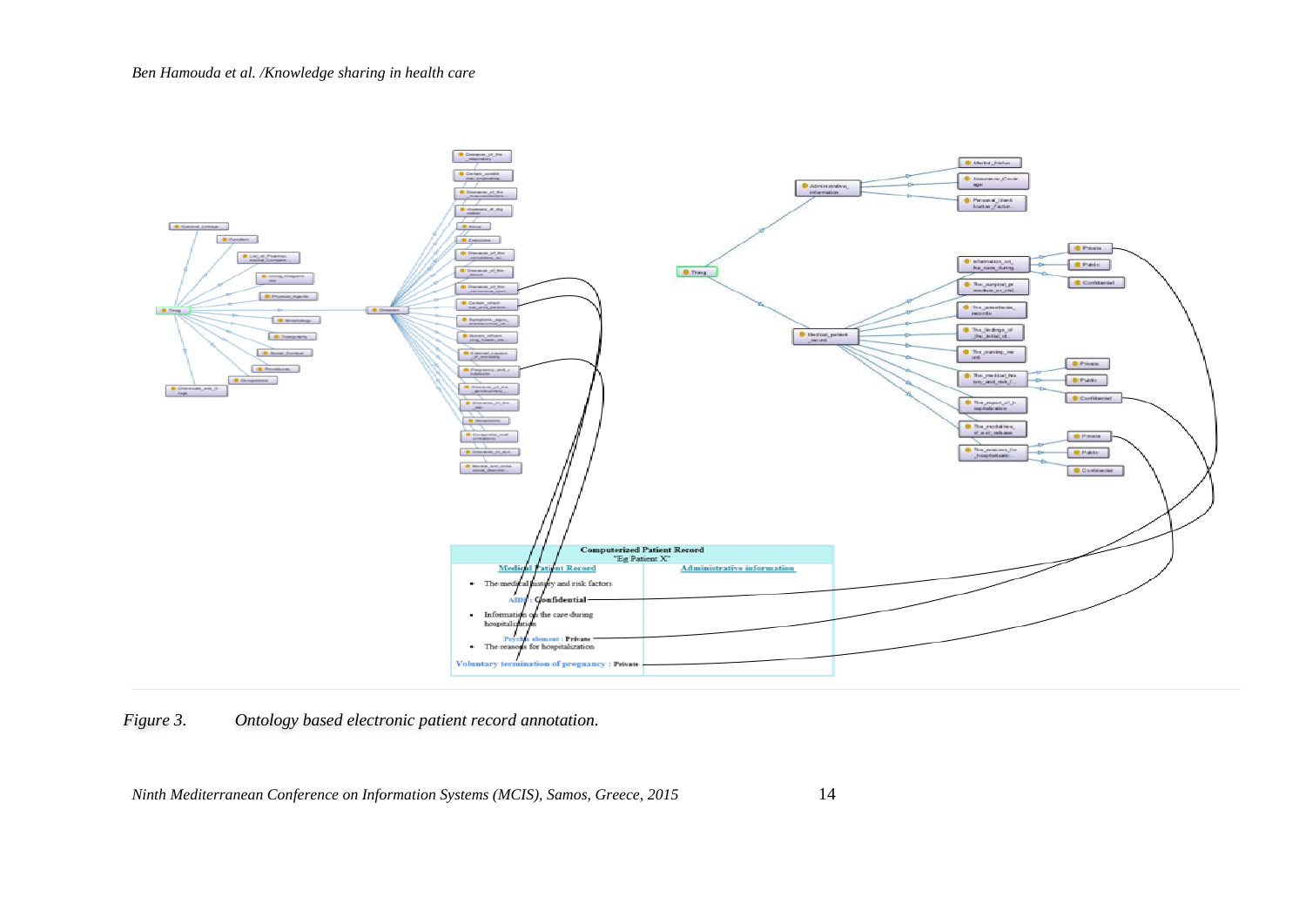Figure 3. Ontology based electronic patient record annotation.